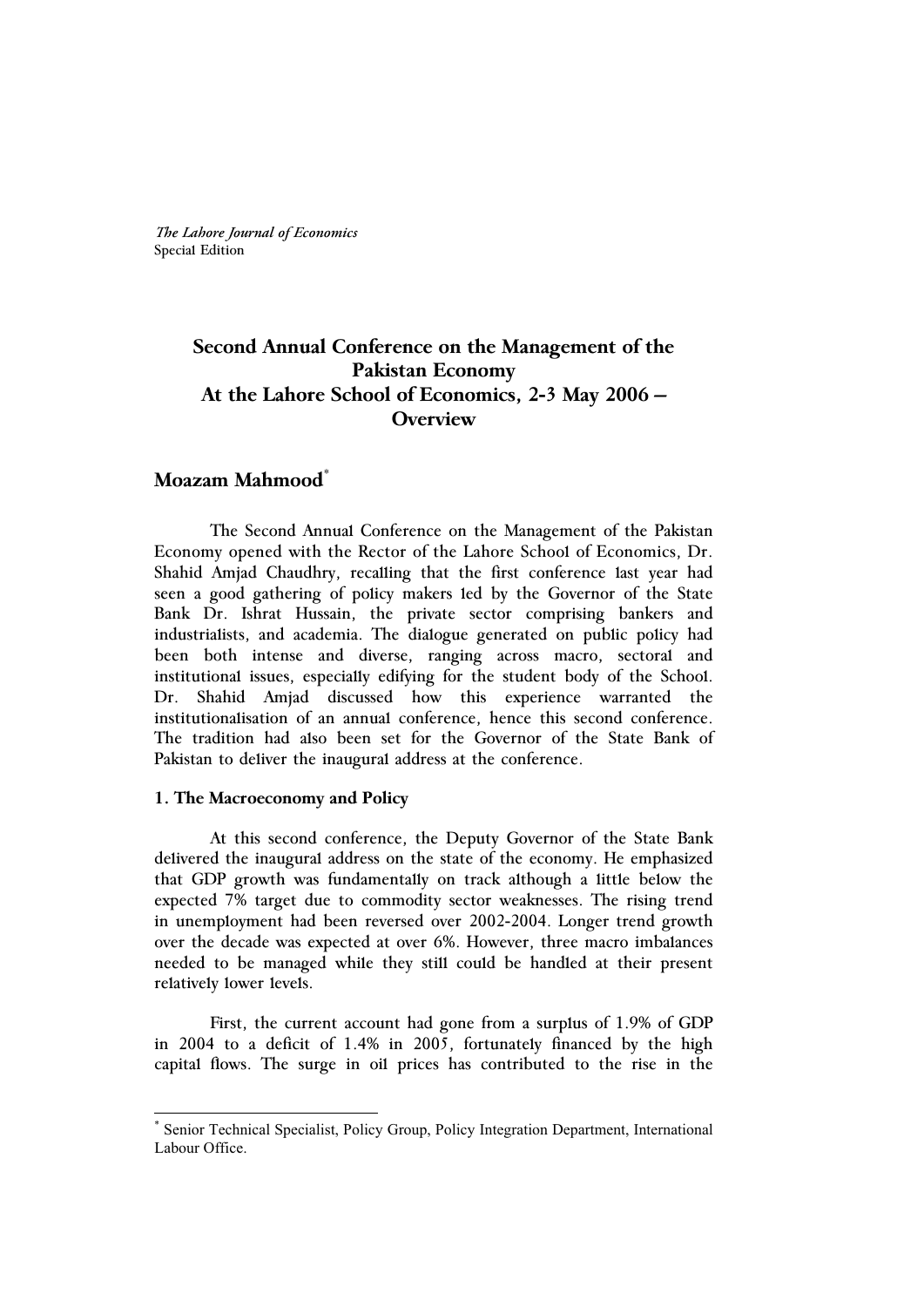*The Lahore Journal of Economics*
Special Edition

# Second Annual Conference on the Management of the Pakistan Economy At the Lahore School of Economics, 2-3 May 2006 – Overview

## Moazam Mahmood*

The Second Annual Conference on the Management of the Pakistan Economy opened with the Rector of the Lahore School of Economics, Dr. Shahid Amjad Chaudhry, recalling that the first conference last year had seen a good gathering of policy makers led by the Governor of the State Bank Dr. Ishrat Hussain, the private sector comprising bankers and industrialists, and academia. The dialogue generated on public policy had been both intense and diverse, ranging across macro, sectoral and institutional issues, especially edifying for the student body of the School. Dr. Shahid Amjad discussed how this experience warranted the institutionalisation of an annual conference, hence this second conference. The tradition had also been set for the Governor of the State Bank of Pakistan to deliver the inaugural address at the conference.

### 1. The Macroeconomy and Policy

At this second conference, the Deputy Governor of the State Bank delivered the inaugural address on the state of the economy. He emphasized that GDP growth was fundamentally on track although a little below the expected 7% target due to commodity sector weaknesses. The rising trend in unemployment had been reversed over 2002-2004. Longer trend growth over the decade was expected at over 6%. However, three macro imbalances needed to be managed while they still could be handled at their present relatively lower levels.

First, the current account had gone from a surplus of 1.9% of GDP in 2004 to a deficit of 1.4% in 2005, fortunately financed by the high capital flows. The surge in oil prices has contributed to the rise in the

* Senior Technical Specialist, Policy Group, Policy Integration Department, International Labour Office.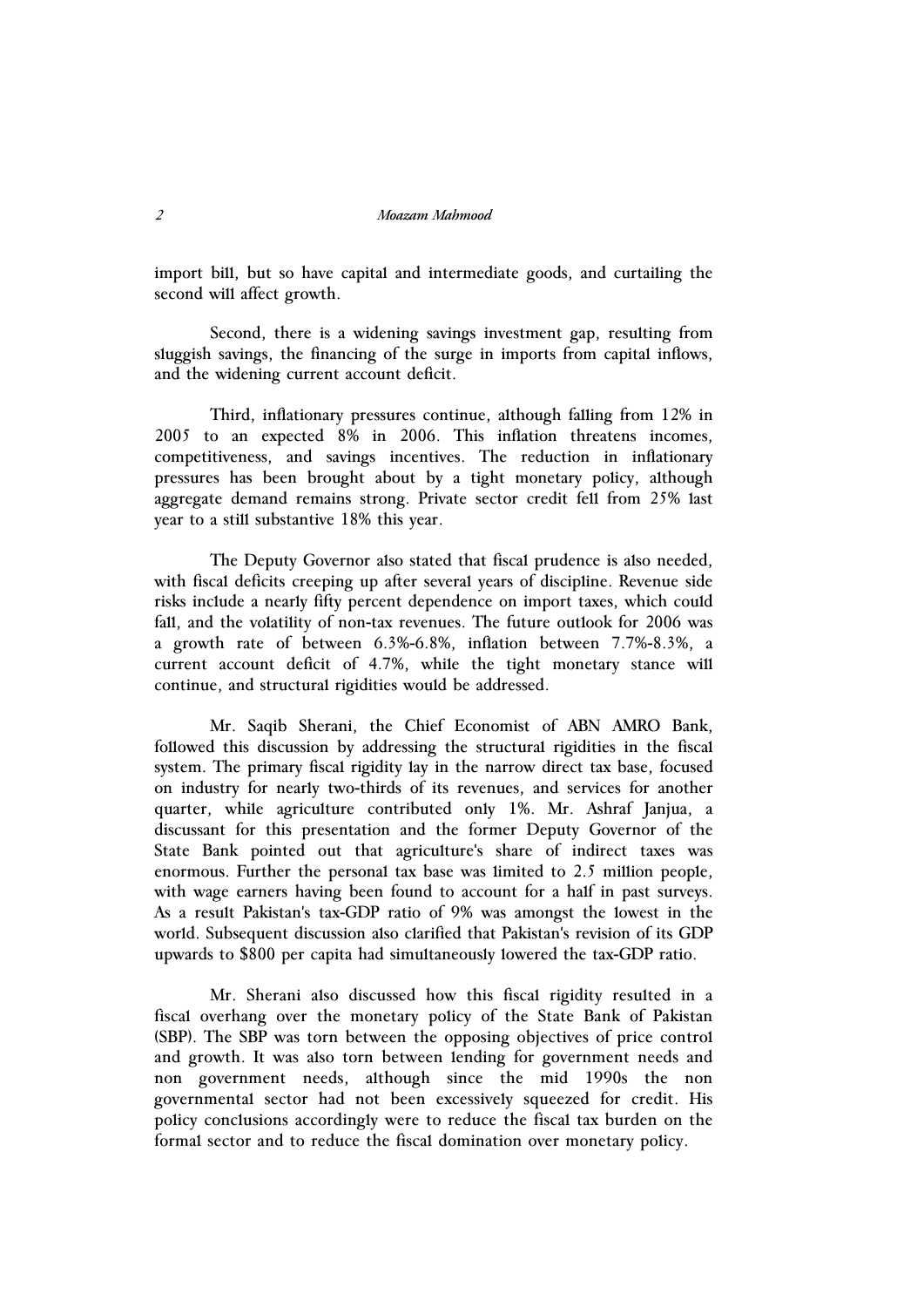import bill, but so have capital and intermediate goods, and curtailing the second will affect growth.

Second, there is a widening savings investment gap, resulting from sluggish savings, the financing of the surge in imports from capital inflows, and the widening current account deficit.

Third, inflationary pressures continue, although falling from 12% in 2005 to an expected 8% in 2006. This inflation threatens incomes, competitiveness, and savings incentives. The reduction in inflationary pressures has been brought about by a tight monetary policy, although aggregate demand remains strong. Private sector credit fell from 25% last year to a still substantive 18% this year.

The Deputy Governor also stated that fiscal prudence is also needed, with fiscal deficits creeping up after several years of discipline. Revenue side risks include a nearly fifty percent dependence on import taxes, which could fall, and the volatility of non-tax revenues. The future outlook for 2006 was a growth rate of between 6.3%-6.8%, inflation between 7.7%-8.3%, a current account deficit of 4.7%, while the tight monetary stance will continue, and structural rigidities would be addressed.

Mr. Saqib Sherani, the Chief Economist of ABN AMRO Bank, followed this discussion by addressing the structural rigidities in the fiscal system. The primary fiscal rigidity lay in the narrow direct tax base, focused on industry for nearly two-thirds of its revenues, and services for another quarter, while agriculture contributed only 1%. Mr. Ashraf Janjua, a discussant for this presentation and the former Deputy Governor of the State Bank pointed out that agriculture's share of indirect taxes was enormous. Further the personal tax base was limited to 2.5 million people, with wage earners having been found to account for a half in past surveys. As a result Pakistan's tax-GDP ratio of 9% was amongst the lowest in the world. Subsequent discussion also clarified that Pakistan's revision of its GDP upwards to $800 per capita had simultaneously lowered the tax-GDP ratio.

Mr. Sherani also discussed how this fiscal rigidity resulted in a fiscal overhang over the monetary policy of the State Bank of Pakistan (SBP). The SBP was torn between the opposing objectives of price control and growth. It was also torn between lending for government needs and non government needs, although since the mid 1990s the non governmental sector had not been excessively squeezed for credit. His policy conclusions accordingly were to reduce the fiscal tax burden on the formal sector and to reduce the fiscal domination over monetary policy.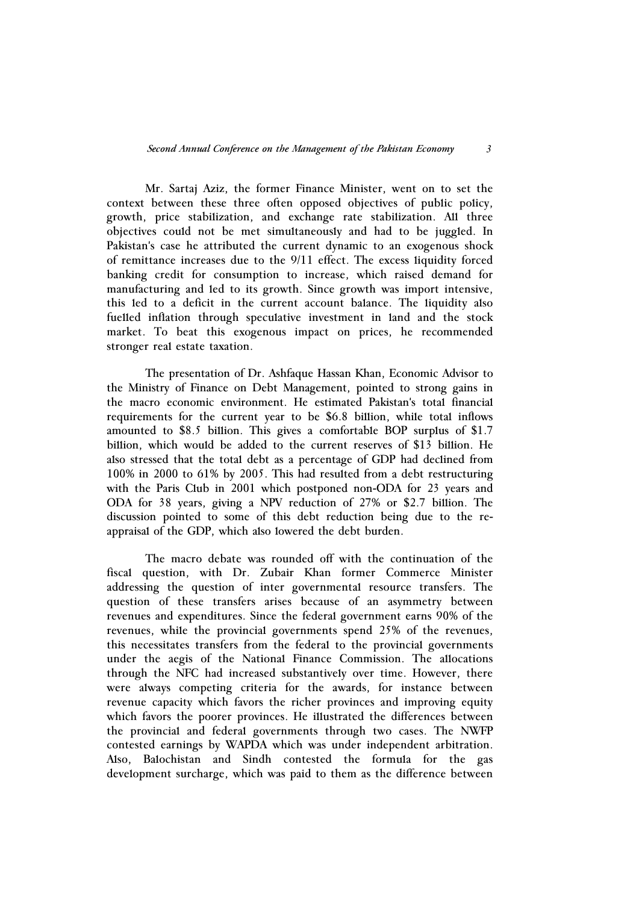Mr. Sartaj Aziz, the former Finance Minister, went on to set the context between these three often opposed objectives of public policy, growth, price stabilization, and exchange rate stabilization. All three objectives could not be met simultaneously and had to be juggled. In Pakistan's case he attributed the current dynamic to an exogenous shock of remittance increases due to the 9/11 effect. The excess liquidity forced banking credit for consumption to increase, which raised demand for manufacturing and led to its growth. Since growth was import intensive, this led to a deficit in the current account balance. The liquidity also fuelled inflation through speculative investment in land and the stock market. To beat this exogenous impact on prices, he recommended stronger real estate taxation.

The presentation of Dr. Ashfaque Hassan Khan, Economic Advisor to the Ministry of Finance on Debt Management, pointed to strong gains in the macro economic environment. He estimated Pakistan's total financial requirements for the current year to be $6.8 billion, while total inflows amounted to $8.5 billion. This gives a comfortable BOP surplus of $1.7 billion, which would be added to the current reserves of $13 billion. He also stressed that the total debt as a percentage of GDP had declined from 100% in 2000 to 61% by 2005. This had resulted from a debt restructuring with the Paris Club in 2001 which postponed non-ODA for 23 years and ODA for 38 years, giving a NPV reduction of 27% or $2.7 billion. The discussion pointed to some of this debt reduction being due to the re-appraisal of the GDP, which also lowered the debt burden.

The macro debate was rounded off with the continuation of the fiscal question, with Dr. Zubair Khan former Commerce Minister addressing the question of inter governmental resource transfers. The question of these transfers arises because of an asymmetry between revenues and expenditures. Since the federal government earns 90% of the revenues, while the provincial governments spend 25% of the revenues, this necessitates transfers from the federal to the provincial governments under the aegis of the National Finance Commission. The allocations through the NFC had increased substantively over time. However, there were always competing criteria for the awards, for instance between revenue capacity which favors the richer provinces and improving equity which favors the poorer provinces. He illustrated the differences between the provincial and federal governments through two cases. The NWFP contested earnings by WAPDA which was under independent arbitration. Also, Balochistan and Sindh contested the formula for the gas development surcharge, which was paid to them as the difference between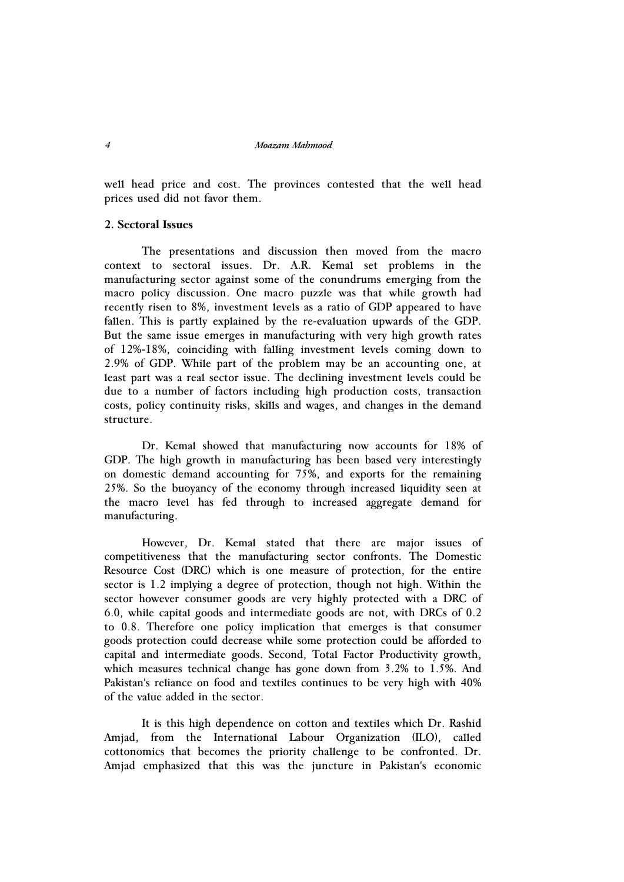well head price and cost. The provinces contested that the well head prices used did not favor them.

### 2. Sectoral Issues

The presentations and discussion then moved from the macro context to sectoral issues. Dr. A.R. Kemal set problems in the manufacturing sector against some of the conundrums emerging from the macro policy discussion. One macro puzzle was that while growth had recently risen to 8%, investment levels as a ratio of GDP appeared to have fallen. This is partly explained by the re-evaluation upwards of the GDP. But the same issue emerges in manufacturing with very high growth rates of 12%-18%, coinciding with falling investment levels coming down to 2.9% of GDP. While part of the problem may be an accounting one, at least part was a real sector issue. The declining investment levels could be due to a number of factors including high production costs, transaction costs, policy continuity risks, skills and wages, and changes in the demand structure.

Dr. Kemal showed that manufacturing now accounts for 18% of GDP. The high growth in manufacturing has been based very interestingly on domestic demand accounting for 75%, and exports for the remaining 25%. So the buoyancy of the economy through increased liquidity seen at the macro level has fed through to increased aggregate demand for manufacturing.

However, Dr. Kemal stated that there are major issues of competitiveness that the manufacturing sector confronts. The Domestic Resource Cost (DRC) which is one measure of protection, for the entire sector is 1.2 implying a degree of protection, though not high. Within the sector however consumer goods are very highly protected with a DRC of 6.0, while capital goods and intermediate goods are not, with DRCs of 0.2 to 0.8. Therefore one policy implication that emerges is that consumer goods protection could decrease while some protection could be afforded to capital and intermediate goods. Second, Total Factor Productivity growth, which measures technical change has gone down from 3.2% to 1.5%. And Pakistan's reliance on food and textiles continues to be very high with 40% of the value added in the sector.

It is this high dependence on cotton and textiles which Dr. Rashid Amjad, from the International Labour Organization (ILO), called cottonomics that becomes the priority challenge to be confronted. Dr. Amjad emphasized that this was the juncture in Pakistan's economic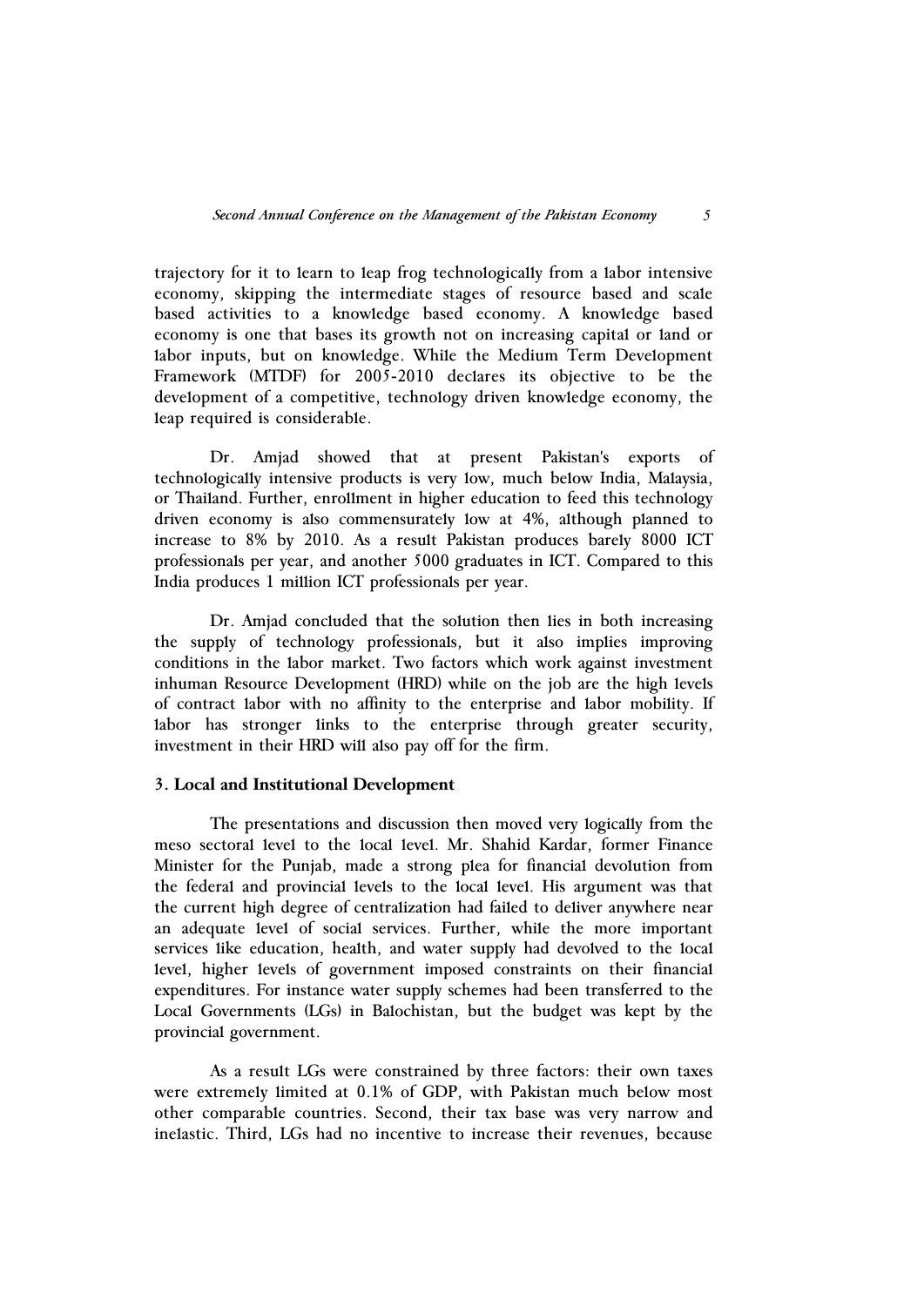trajectory for it to learn to leap frog technologically from a labor intensive economy, skipping the intermediate stages of resource based and scale based activities to a knowledge based economy. A knowledge based economy is one that bases its growth not on increasing capital or land or labor inputs, but on knowledge. While the Medium Term Development Framework (MTDF) for 2005-2010 declares its objective to be the development of a competitive, technology driven knowledge economy, the leap required is considerable.

Dr. Amjad showed that at present Pakistan's exports of technologically intensive products is very low, much below India, Malaysia, or Thailand. Further, enrollment in higher education to feed this technology driven economy is also commensurately low at 4%, although planned to increase to 8% by 2010. As a result Pakistan produces barely 8000 ICT professionals per year, and another 5000 graduates in ICT. Compared to this India produces 1 million ICT professionals per year.

Dr. Amjad concluded that the solution then lies in both increasing the supply of technology professionals, but it also implies improving conditions in the labor market. Two factors which work against investment inhuman Resource Development (HRD) while on the job are the high levels of contract labor with no affinity to the enterprise and labor mobility. If labor has stronger links to the enterprise through greater security, investment in their HRD will also pay off for the firm.

### 3. Local and Institutional Development

The presentations and discussion then moved very logically from the meso sectoral level to the local level. Mr. Shahid Kardar, former Finance Minister for the Punjab, made a strong plea for financial devolution from the federal and provincial levels to the local level. His argument was that the current high degree of centralization had failed to deliver anywhere near an adequate level of social services. Further, while the more important services like education, health, and water supply had devolved to the local level, higher levels of government imposed constraints on their financial expenditures. For instance water supply schemes had been transferred to the Local Governments (LGs) in Balochistan, but the budget was kept by the provincial government.

As a result LGs were constrained by three factors: their own taxes were extremely limited at 0.1% of GDP, with Pakistan much below most other comparable countries. Second, their tax base was very narrow and inelastic. Third, LGs had no incentive to increase their revenues, because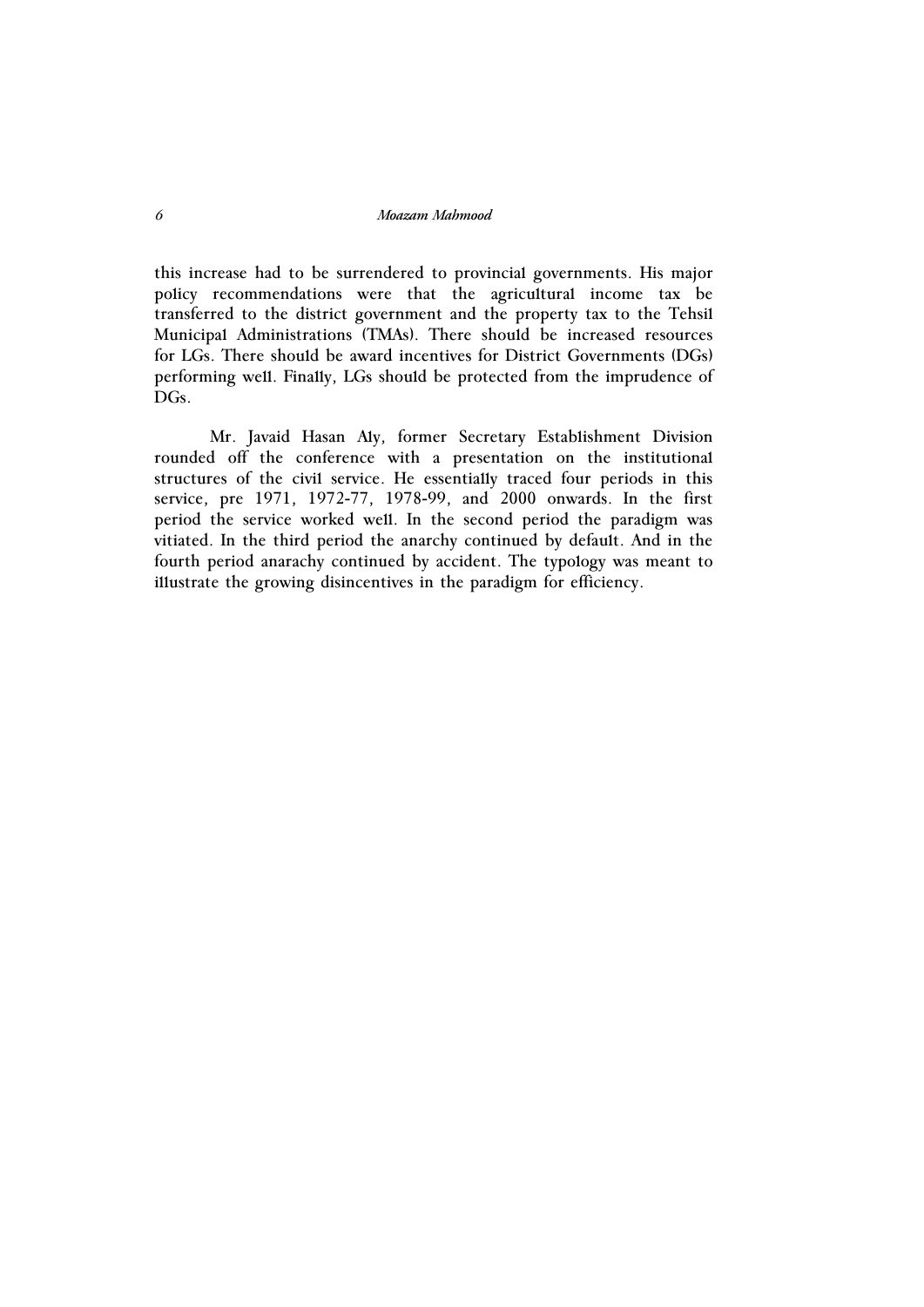this increase had to be surrendered to provincial governments. His major policy recommendations were that the agricultural income tax be transferred to the district government and the property tax to the Tehsil Municipal Administrations (TMAs). There should be increased resources for LGs. There should be award incentives for District Governments (DGs) performing well. Finally, LGs should be protected from the imprudence of DGs.

Mr. Javaid Hasan Aly, former Secretary Establishment Division rounded off the conference with a presentation on the institutional structures of the civil service. He essentially traced four periods in this service, pre 1971, 1972-77, 1978-99, and 2000 onwards. In the first period the service worked well. In the second period the paradigm was vitiated. In the third period the anarchy continued by default. And in the fourth period anarachy continued by accident. The typology was meant to illustrate the growing disincentives in the paradigm for efficiency.